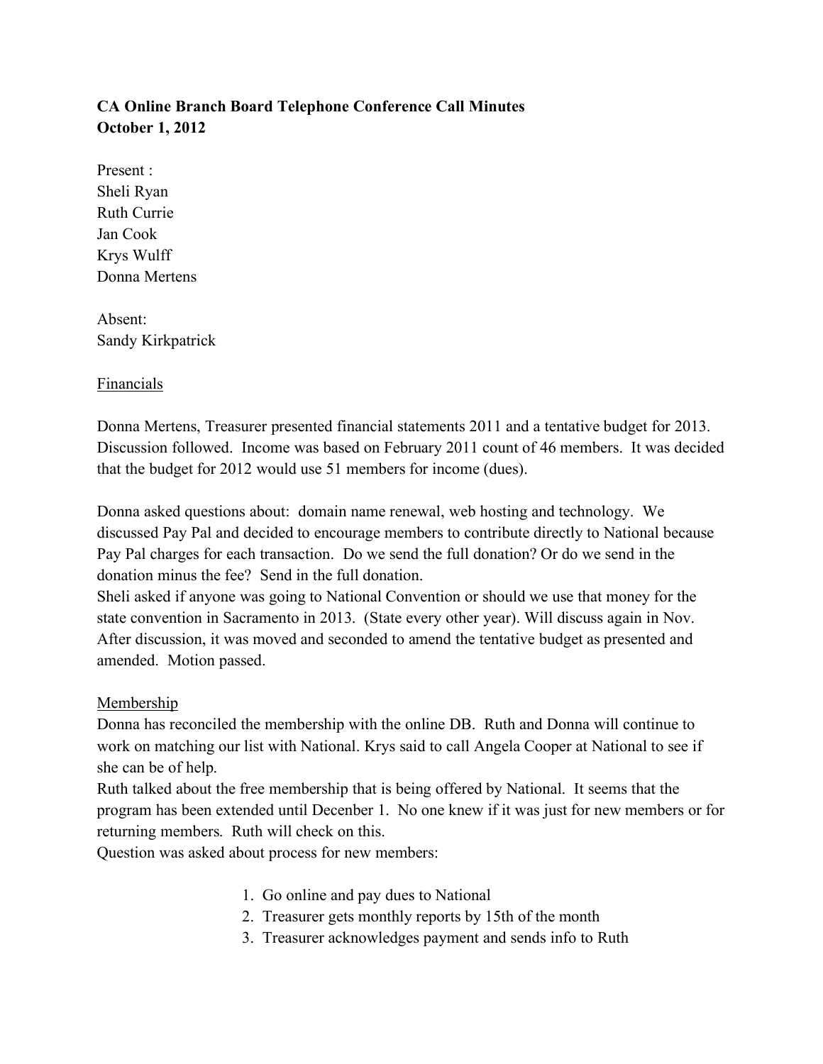**CA Online Branch Board Telephone Conference Call Minutes**
**October 1, 2012**

Present :
Sheli Ryan
Ruth Currie
Jan Cook
Krys Wulff
Donna Mertens

Absent:
Sandy Kirkpatrick

<u>Financials</u>

Donna Mertens, Treasurer presented financial statements 2011 and a tentative budget for 2013. Discussion followed. Income was based on February 2011 count of 46 members. It was decided that the budget for 2012 would use 51 members for income (dues).

Donna asked questions about: domain name renewal, web hosting and technology. We discussed Pay Pal and decided to encourage members to contribute directly to National because Pay Pal charges for each transaction. Do we send the full donation? Or do we send in the donation minus the fee? Send in the full donation.
Sheli asked if anyone was going to National Convention or should we use that money for the state convention in Sacramento in 2013. (State every other year). Will discuss again in Nov. After discussion, it was moved and seconded to amend the tentative budget as presented and amended. Motion passed.

<u>Membership</u>
Donna has reconciled the membership with the online DB. Ruth and Donna will continue to work on matching our list with National. Krys said to call Angela Cooper at National to see if she can be of help.
Ruth talked about the free membership that is being offered by National. It seems that the program has been extended until Decenber 1. No one knew if it was just for new members or for returning members. Ruth will check on this.
Question was asked about process for new members:

1. Go online and pay dues to National
2. Treasurer gets monthly reports by 15th of the month
3. Treasurer acknowledges payment and sends info to Ruth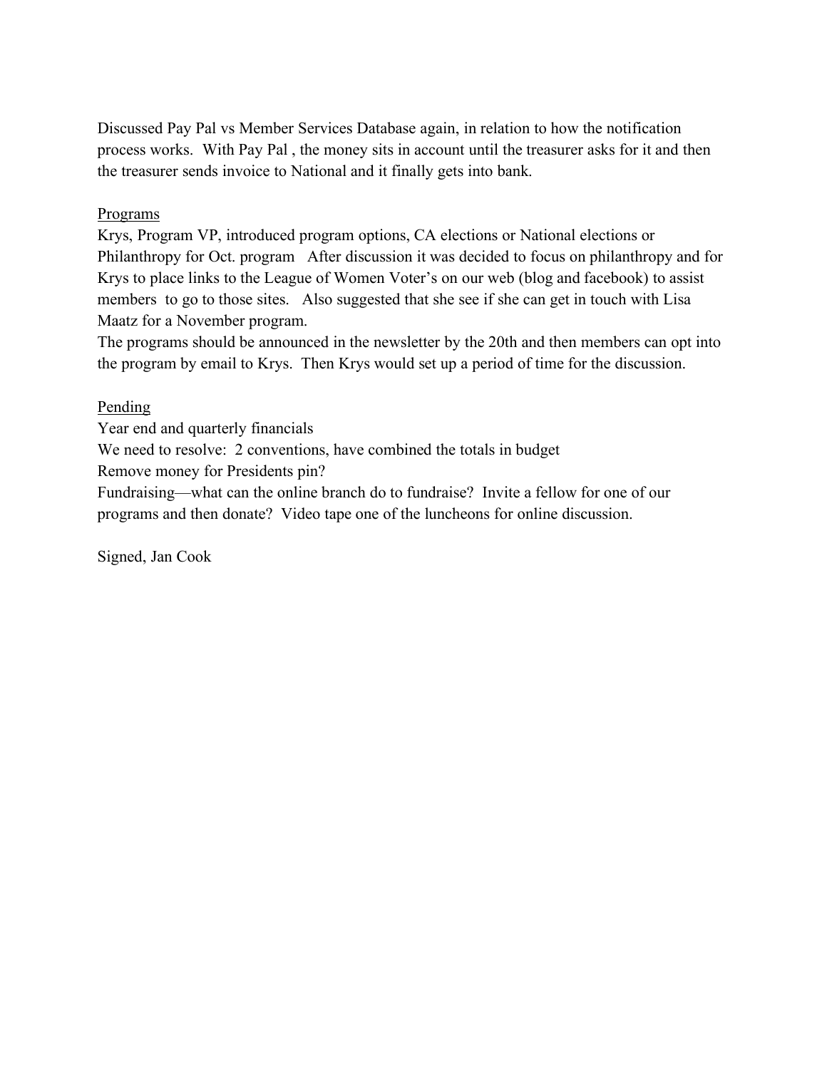Discussed Pay Pal vs Member Services Database again, in relation to how the notification process works. With Pay Pal , the money sits in account until the treasurer asks for it and then the treasurer sends invoice to National and it finally gets into bank.

<u>Programs</u>

Krys, Program VP, introduced program options, CA elections or National elections or Philanthropy for Oct. program After discussion it was decided to focus on philanthropy and for Krys to place links to the League of Women Voter's on our web (blog and facebook) to assist members to go to those sites. Also suggested that she see if she can get in touch with Lisa Maatz for a November program.

The programs should be announced in the newsletter by the 20th and then members can opt into the program by email to Krys. Then Krys would set up a period of time for the discussion.

<u>Pending</u>

Year end and quarterly financials

We need to resolve: 2 conventions, have combined the totals in budget

Remove money for Presidents pin?

Fundraising—what can the online branch do to fundraise? Invite a fellow for one of our programs and then donate? Video tape one of the luncheons for online discussion.

Signed, Jan Cook